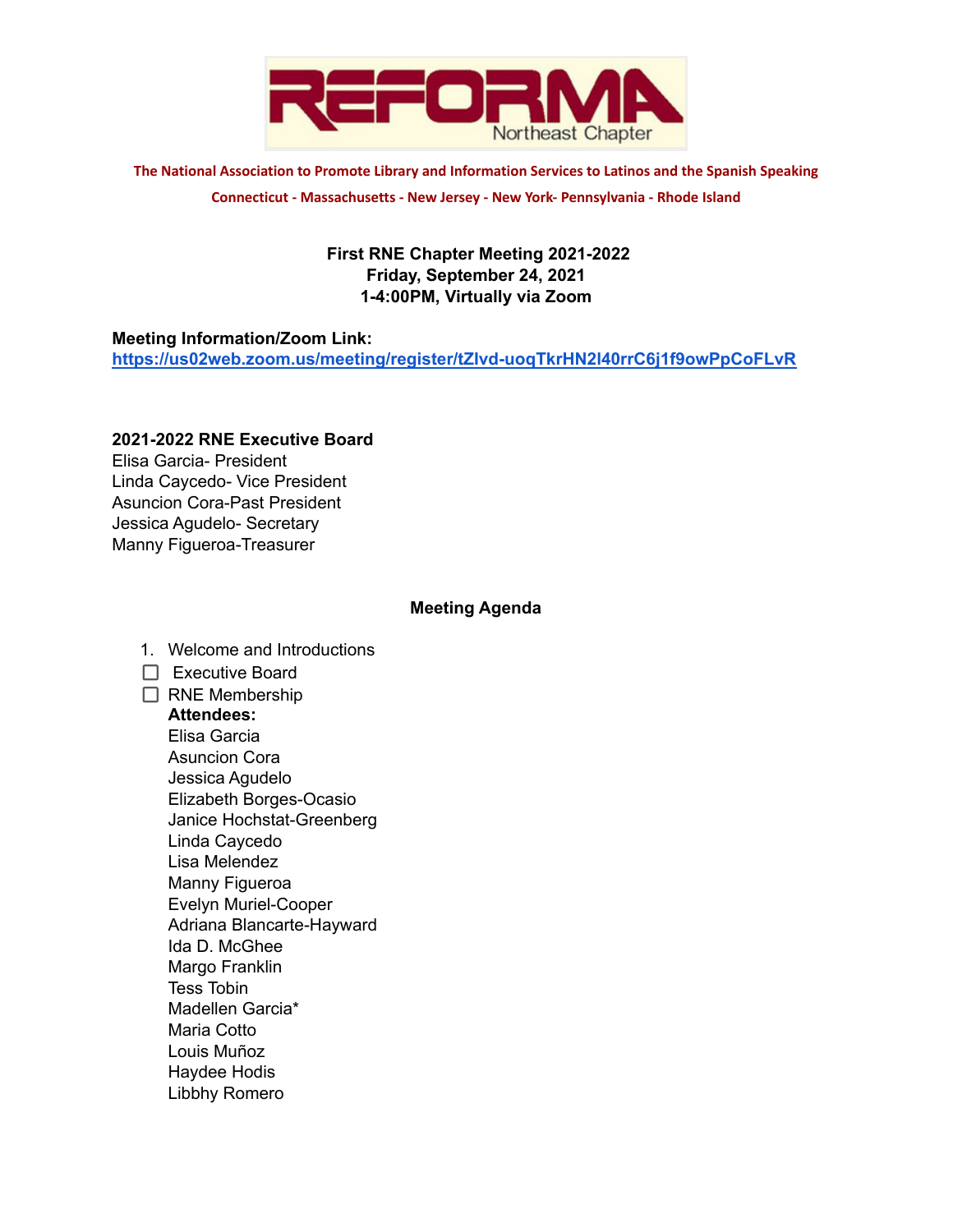# REFORMA Northeast Chapter

**The National Association to Promote Library and Information Services to Latinos and the Spanish Speaking**

**Connecticut - Massachusetts - New Jersey - New York- Pennsylvania - Rhode Island**

**First RNE Chapter Meeting 2021-2022**
**Friday, September 24, 2021**
**1-4:00PM, Virtually via Zoom**

**Meeting Information/Zoom Link:**
**https://us02web.zoom.us/meeting/register/tZIvd-uoqTkrHN2I40rrC6j1f9owPpCoFLvR**

**2021-2022 RNE Executive Board**
Elisa Garcia- President
Linda Caycedo- Vice President
Asuncion Cora-Past President
Jessica Agudelo- Secretary
Manny Figueroa-Treasurer

## Meeting Agenda

1. Welcome and Introductions
   - [ ] Executive Board
   - [ ] RNE Membership

   **Attendees:**
   Elisa Garcia
   Asuncion Cora
   Jessica Agudelo
   Elizabeth Borges-Ocasio
   Janice Hochstat-Greenberg
   Linda Caycedo
   Lisa Melendez
   Manny Figueroa
   Evelyn Muriel-Cooper
   Adriana Blancarte-Hayward
   Ida D. McGhee
   Margo Franklin
   Tess Tobin
   Madellen Garcia*
   Maria Cotto
   Louis Muñoz
   Haydee Hodis
   Libbhy Romero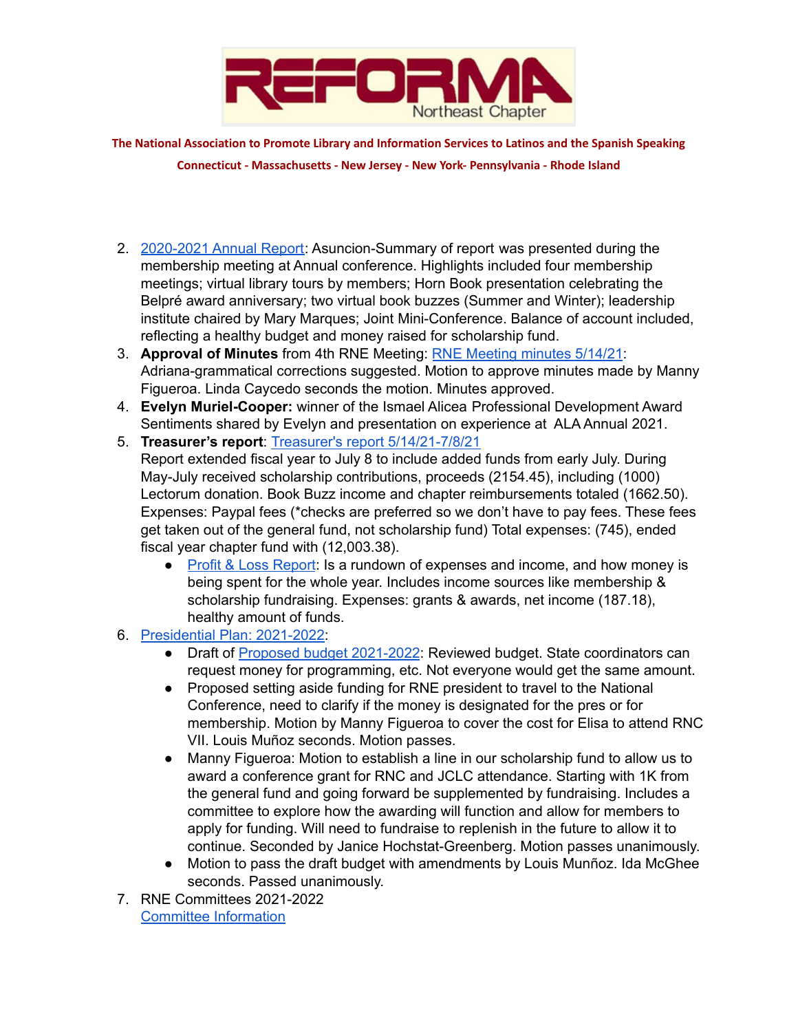2. 2020-2021 Annual Report: Asuncion-Summary of report was presented during the membership meeting at Annual conference. Highlights included four membership meetings; virtual library tours by members; Horn Book presentation celebrating the Belpré award anniversary; two virtual book buzzes (Summer and Winter); leadership institute chaired by Mary Marques; Joint Mini-Conference. Balance of account included, reflecting a healthy budget and money raised for scholarship fund.
3. **Approval of Minutes** from 4th RNE Meeting: RNE Meeting minutes 5/14/21: Adriana-grammatical corrections suggested. Motion to approve minutes made by Manny Figueroa. Linda Caycedo seconds the motion. Minutes approved.
4. **Evelyn Muriel-Cooper:** winner of the Ismael Alicea Professional Development Award Sentiments shared by Evelyn and presentation on experience at ALA Annual 2021.
5. **Treasurer's report**: Treasurer's report 5/14/21-7/8/21
   Report extended fiscal year to July 8 to include added funds from early July. During May-July received scholarship contributions, proceeds (2154.45), including (1000) Lectorum donation. Book Buzz income and chapter reimbursements totaled (1662.50). Expenses: Paypal fees (*checks are preferred so we don't have to pay fees. These fees get taken out of the general fund, not scholarship fund) Total expenses: (745), ended fiscal year chapter fund with (12,003.38).
   - Profit & Loss Report: Is a rundown of expenses and income, and how money is being spent for the whole year. Includes income sources like membership & scholarship fundraising. Expenses: grants & awards, net income (187.18), healthy amount of funds.
6. Presidential Plan: 2021-2022:
   - Draft of Proposed budget 2021-2022: Reviewed budget. State coordinators can request money for programming, etc. Not everyone would get the same amount.
   - Proposed setting aside funding for RNE president to travel to the National Conference, need to clarify if the money is designated for the pres or for membership. Motion by Manny Figueroa to cover the cost for Elisa to attend RNC VII. Louis Muñoz seconds. Motion passes.
   - Manny Figueroa: Motion to establish a line in our scholarship fund to allow us to award a conference grant for RNC and JCLC attendance. Starting with 1K from the general fund and going forward be supplemented by fundraising. Includes a committee to explore how the awarding will function and allow for members to apply for funding. Will need to fundraise to replenish in the future to allow it to continue. Seconded by Janice Hochstat-Greenberg. Motion passes unanimously.
   - Motion to pass the draft budget with amendments by Louis Munñoz. Ida McGhee seconds. Passed unanimously.
7. RNE Committees 2021-2022
   Committee Information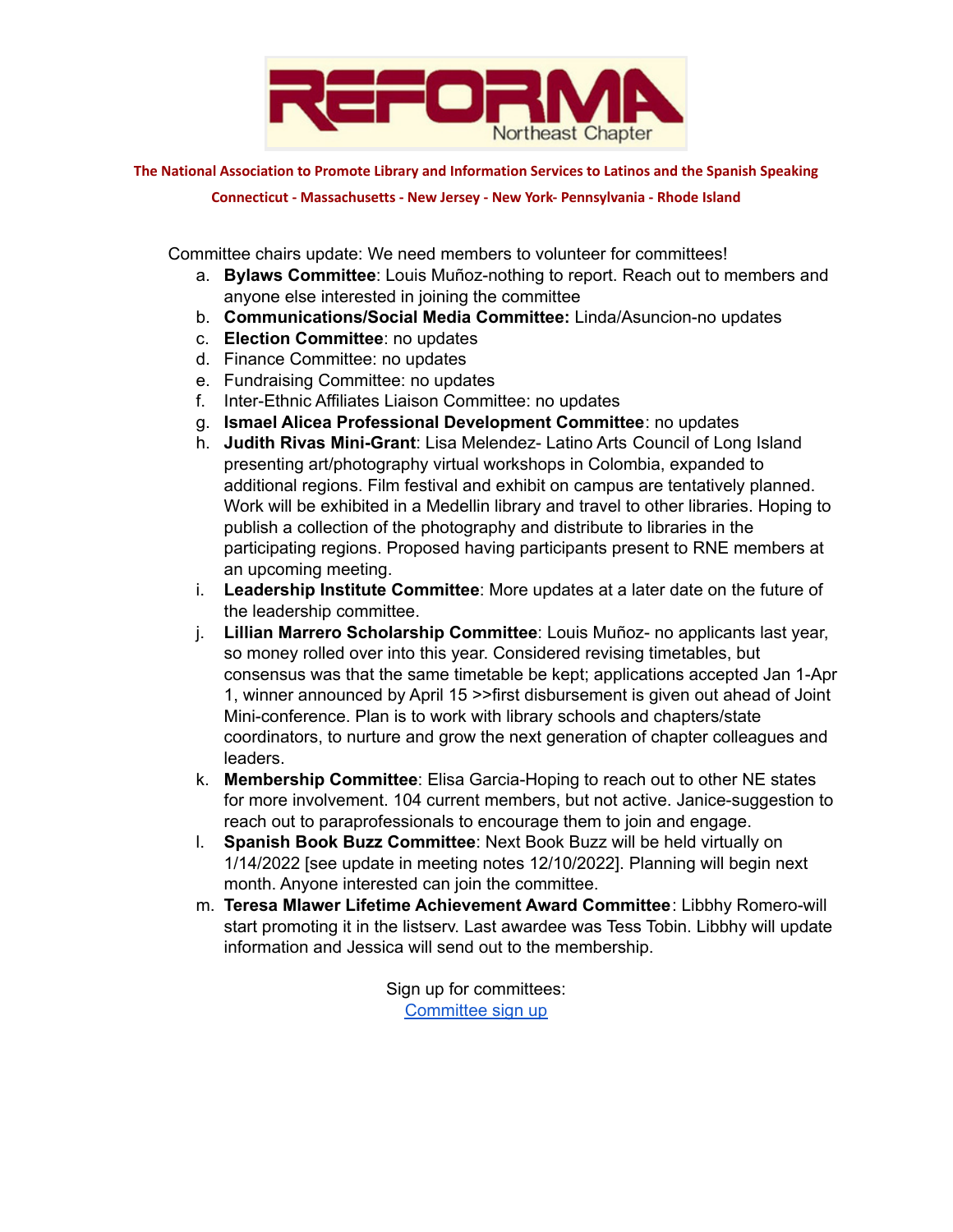**The National Association to Promote Library and Information Services to Latinos and the Spanish Speaking**

**Connecticut - Massachusetts - New Jersey - New York- Pennsylvania - Rhode Island**

Committee chairs update: We need members to volunteer for committees!

a. **Bylaws Committee**: Louis Muñoz-nothing to report. Reach out to members and anyone else interested in joining the committee
b. **Communications/Social Media Committee:** Linda/Asuncion-no updates
c. **Election Committee**: no updates
d. Finance Committee: no updates
e. Fundraising Committee: no updates
f. Inter-Ethnic Affiliates Liaison Committee: no updates
g. **Ismael Alicea Professional Development Committee**: no updates
h. **Judith Rivas Mini-Grant**: Lisa Melendez- Latino Arts Council of Long Island presenting art/photography virtual workshops in Colombia, expanded to additional regions. Film festival and exhibit on campus are tentatively planned. Work will be exhibited in a Medellin library and travel to other libraries. Hoping to publish a collection of the photography and distribute to libraries in the participating regions. Proposed having participants present to RNE members at an upcoming meeting.
i. **Leadership Institute Committee**: More updates at a later date on the future of the leadership committee.
j. **Lillian Marrero Scholarship Committee**: Louis Muñoz- no applicants last year, so money rolled over into this year. Considered revising timetables, but consensus was that the same timetable be kept; applications accepted Jan 1-Apr 1, winner announced by April 15 >>first disbursement is given out ahead of Joint Mini-conference. Plan is to work with library schools and chapters/state coordinators, to nurture and grow the next generation of chapter colleagues and leaders.
k. **Membership Committee**: Elisa Garcia-Hoping to reach out to other NE states for more involvement. 104 current members, but not active. Janice-suggestion to reach out to paraprofessionals to encourage them to join and engage.
l. **Spanish Book Buzz Committee**: Next Book Buzz will be held virtually on 1/14/2022 [see update in meeting notes 12/10/2022]. Planning will begin next month. Anyone interested can join the committee.
m. **Teresa Mlawer Lifetime Achievement Award Committee**: Libbhy Romero-will start promoting it in the listserv. Last awardee was Tess Tobin. Libbhy will update information and Jessica will send out to the membership.

Sign up for committees:
[Committee sign up]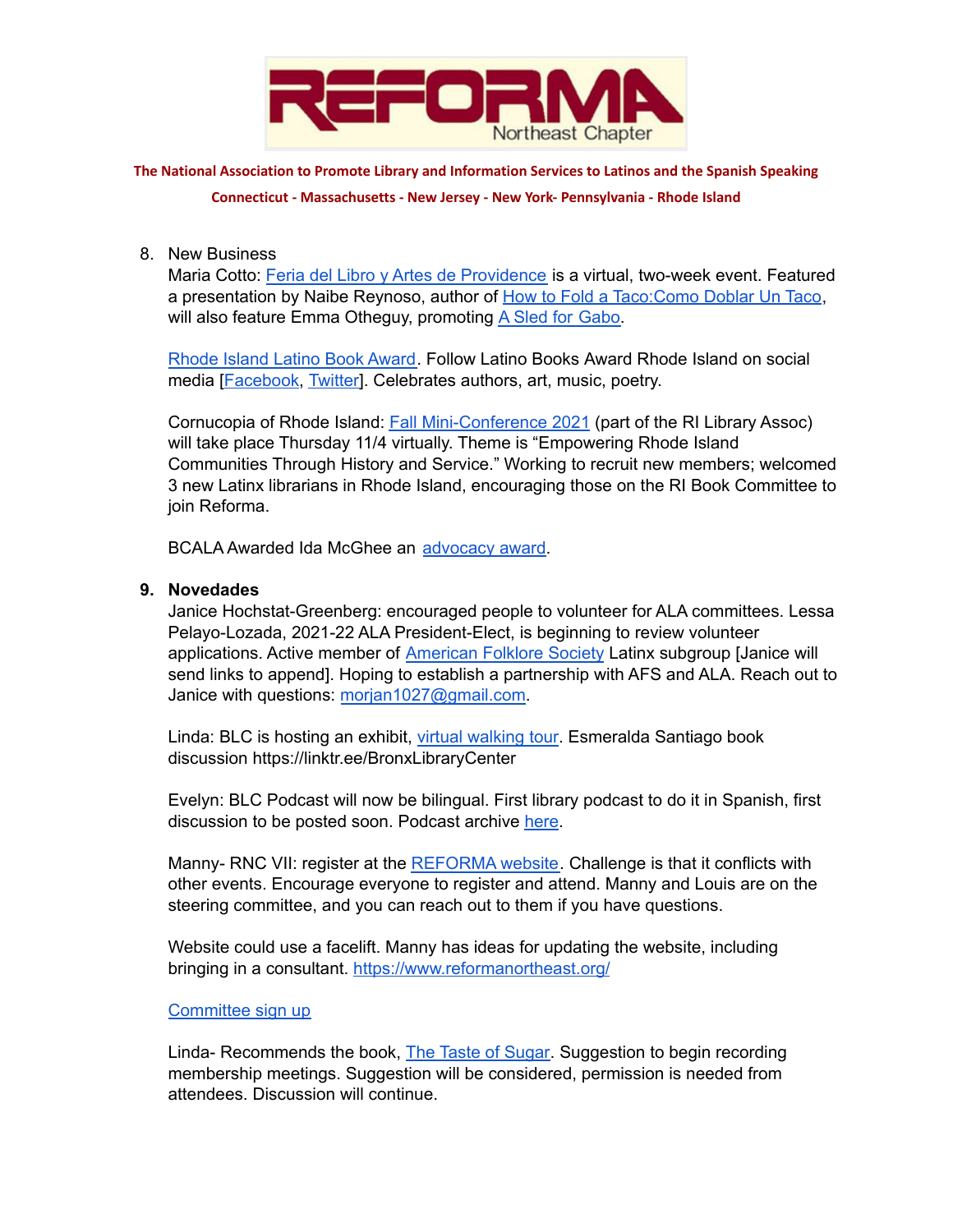8. New Business
   Maria Cotto: Feria del Libro y Artes de Providence is a virtual, two-week event. Featured a presentation by Naibe Reynoso, author of How to Fold a Taco:Como Doblar Un Taco, will also feature Emma Otheguy, promoting A Sled for Gabo.

   Rhode Island Latino Book Award. Follow Latino Books Award Rhode Island on social media [Facebook, Twitter]. Celebrates authors, art, music, poetry.

   Cornucopia of Rhode Island: Fall Mini-Conference 2021 (part of the RI Library Assoc) will take place Thursday 11/4 virtually. Theme is "Empowering Rhode Island Communities Through History and Service." Working to recruit new members; welcomed 3 new Latinx librarians in Rhode Island, encouraging those on the RI Book Committee to join Reforma.

   BCALA Awarded Ida McGhee an advocacy award.

9. **Novedades**
   Janice Hochstat-Greenberg: encouraged people to volunteer for ALA committees. Lessa Pelayo-Lozada, 2021-22 ALA President-Elect, is beginning to review volunteer applications. Active member of American Folklore Society Latinx subgroup [Janice will send links to append]. Hoping to establish a partnership with AFS and ALA. Reach out to Janice with questions: morjan1027@gmail.com.

   Linda: BLC is hosting an exhibit, virtual walking tour. Esmeralda Santiago book discussion https://linktr.ee/BronxLibraryCenter

   Evelyn: BLC Podcast will now be bilingual. First library podcast to do it in Spanish, first discussion to be posted soon. Podcast archive here.

   Manny- RNC VII: register at the REFORMA website. Challenge is that it conflicts with other events. Encourage everyone to register and attend. Manny and Louis are on the steering committee, and you can reach out to them if you have questions.

   Website could use a facelift. Manny has ideas for updating the website, including bringing in a consultant. https://www.reformanortheast.org/

   Committee sign up

   Linda- Recommends the book, The Taste of Sugar. Suggestion to begin recording membership meetings. Suggestion will be considered, permission is needed from attendees. Discussion will continue.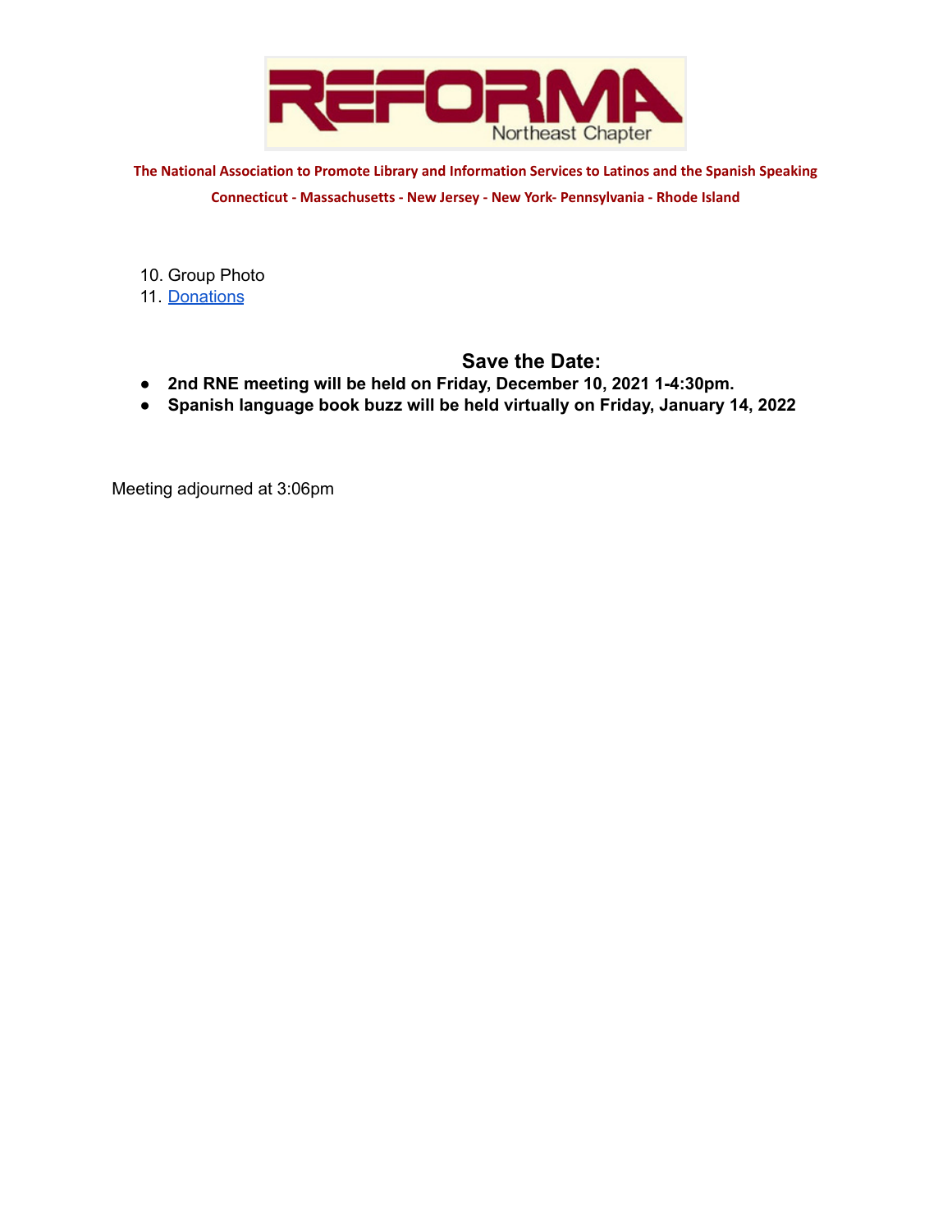The National Association to Promote Library and Information Services to Latinos and the Spanish Speaking

Connecticut - Massachusetts - New Jersey - New York- Pennsylvania - Rhode Island

10. Group Photo
11. Donations

## Save the Date:

- **2nd RNE meeting will be held on Friday, December 10, 2021 1-4:30pm.**
- **Spanish language book buzz will be held virtually on Friday, January 14, 2022**

Meeting adjourned at 3:06pm